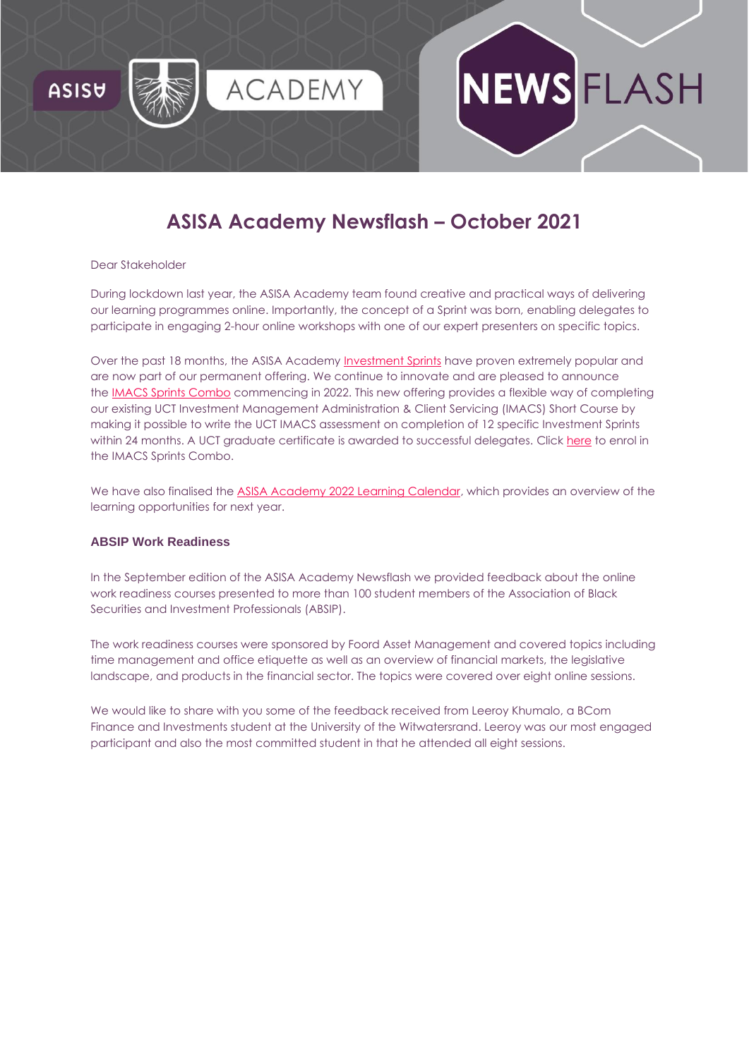# ASISA Academy Newsflash – October 2021

Dear Stakeholder

During lockdown last year, the ASISA Academy team found creative and practical ways of delivering our learning programmes online. Importantly, the concept of a Sprint was born, enabling delegates to participate in engaging 2-hour online workshops with one of our expert presenters on specific topics.

Over the past 18 months, the ASISA Academy Investment Sprints have proven extremely popular and are now part of our permanent offering. We continue to innovate and are pleased to announce the IMACS Sprints Combo commencing in 2022. This new offering provides a flexible way of completing our existing UCT Investment Management Administration & Client Servicing (IMACS) Short Course by making it possible to write the UCT IMACS assessment on completion of 12 specific Investment Sprints within 24 months. A UCT graduate certificate is awarded to successful delegates. Click here to enrol in the IMACS Sprints Combo.

We have also finalised the ASISA Academy 2022 Learning Calendar, which provides an overview of the learning opportunities for next year.

### ABSIP Work Readiness

In the September edition of the ASISA Academy Newsflash we provided feedback about the online work readiness courses presented to more than 100 student members of the Association of Black Securities and Investment Professionals (ABSIP).

The work readiness courses were sponsored by Foord Asset Management and covered topics including time management and office etiquette as well as an overview of financial markets, the legislative landscape, and products in the financial sector. The topics were covered over eight online sessions.

We would like to share with you some of the feedback received from Leeroy Khumalo, a BCom Finance and Investments student at the University of the Witwatersrand. Leeroy was our most engaged participant and also the most committed student in that he attended all eight sessions.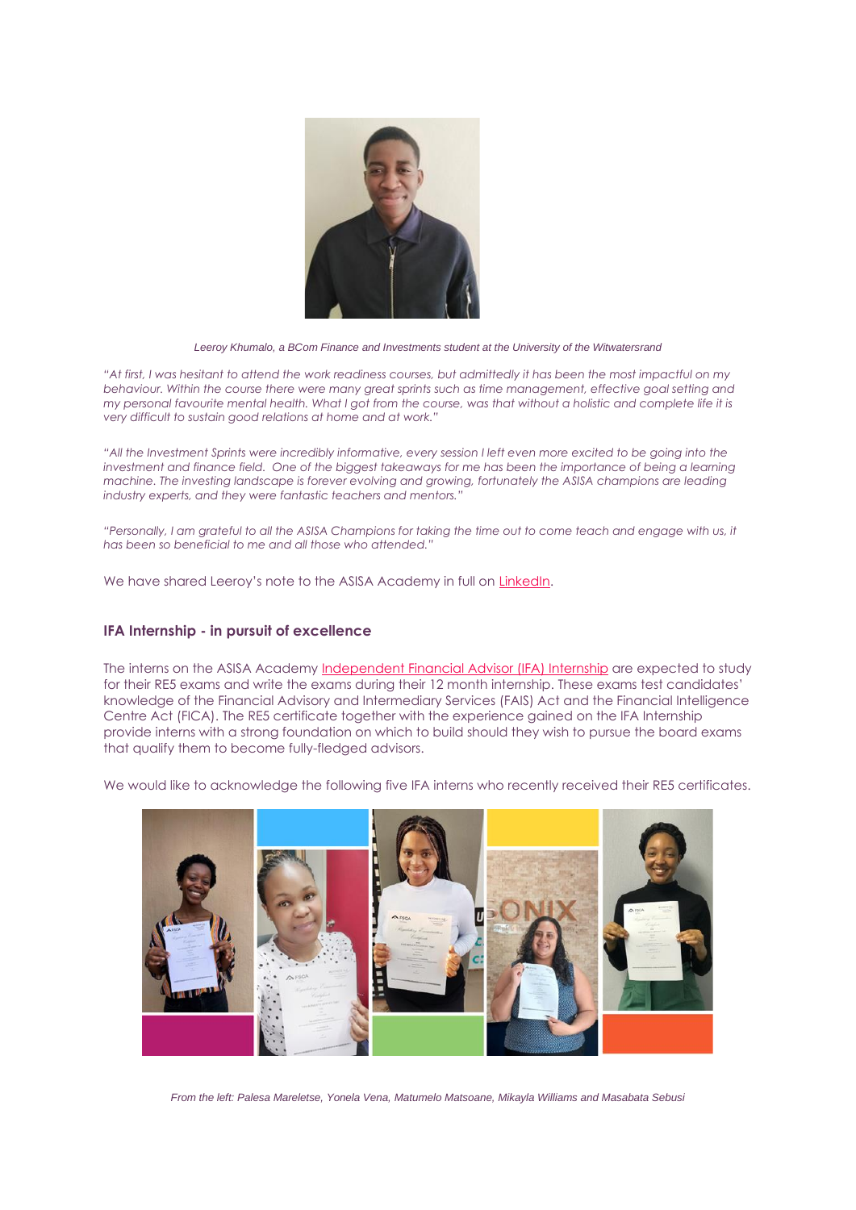*Leeroy Khumalo, a BCom Finance and Investments student at the University of the Witwatersrand*

*"At first, I was hesitant to attend the work readiness courses, but admittedly it has been the most impactful on my behaviour. Within the course there were many great sprints such as time management, effective goal setting and my personal favourite mental health. What I got from the course, was that without a holistic and complete life it is very difficult to sustain good relations at home and at work."*

*"All the Investment Sprints were incredibly informative, every session I left even more excited to be going into the investment and finance field. One of the biggest takeaways for me has been the importance of being a learning machine. The investing landscape is forever evolving and growing, fortunately the ASISA champions are leading industry experts, and they were fantastic teachers and mentors."*

*"Personally, I am grateful to all the ASISA Champions for taking the time out to come teach and engage with us, it has been so beneficial to me and all those who attended."*

We have shared Leeroy's note to the ASISA Academy in full on LinkedIn.

### IFA Internship - in pursuit of excellence

The interns on the ASISA Academy Independent Financial Advisor (IFA) Internship are expected to study for their RE5 exams and write the exams during their 12 month internship. These exams test candidates' knowledge of the Financial Advisory and Intermediary Services (FAIS) Act and the Financial Intelligence Centre Act (FICA). The RE5 certificate together with the experience gained on the IFA Internship provide interns with a strong foundation on which to build should they wish to pursue the board exams that qualify them to become fully-fledged advisors.

We would like to acknowledge the following five IFA interns who recently received their RE5 certificates.

*From the left: Palesa Mareletse, Yonela Vena, Matumelo Matsoane, Mikayla Williams and Masabata Sebusi*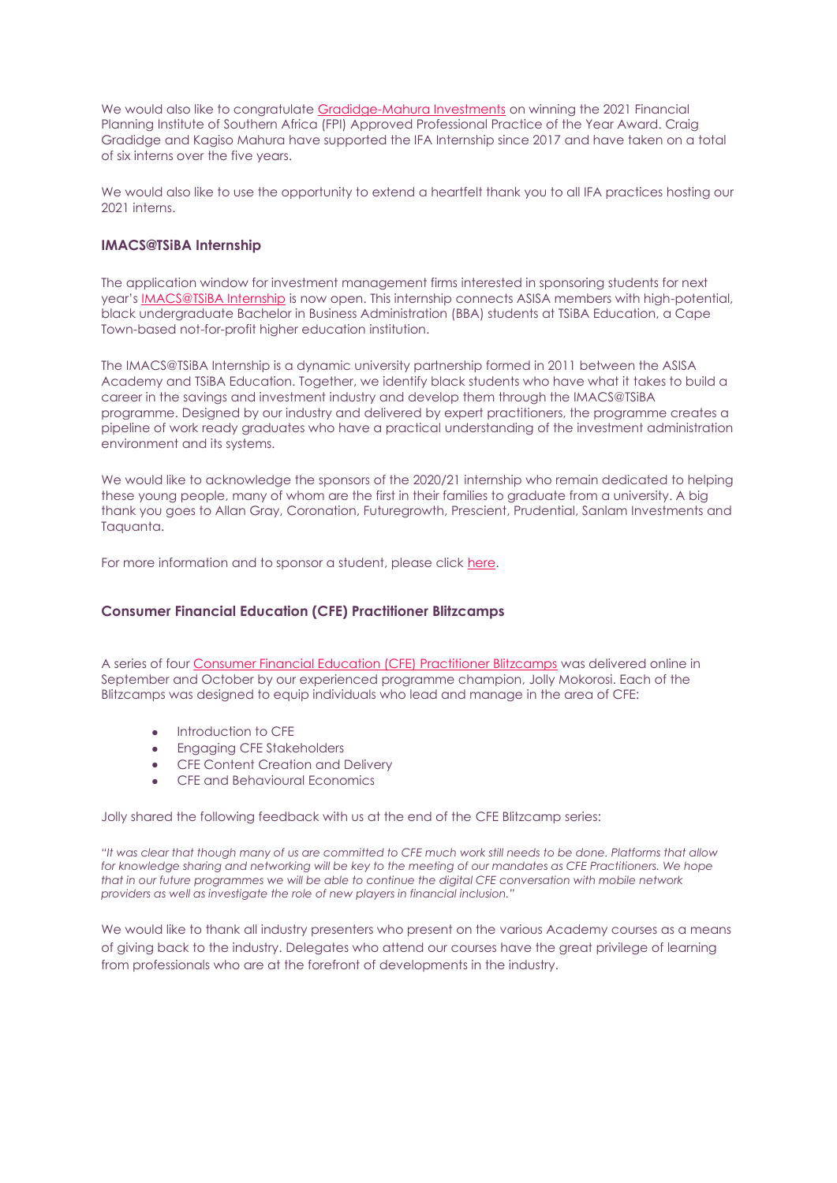We would also like to congratulate Gradidge-Mahura Investments on winning the 2021 Financial Planning Institute of Southern Africa (FPI) Approved Professional Practice of the Year Award. Craig Gradidge and Kagiso Mahura have supported the IFA Internship since 2017 and have taken on a total of six interns over the five years.

We would also like to use the opportunity to extend a heartfelt thank you to all IFA practices hosting our 2021 interns.

### IMACS@TSiBA Internship

The application window for investment management firms interested in sponsoring students for next year's IMACS@TSiBA Internship is now open. This internship connects ASISA members with high-potential, black undergraduate Bachelor in Business Administration (BBA) students at TSiBA Education, a Cape Town-based not-for-profit higher education institution.

The IMACS@TSiBA Internship is a dynamic university partnership formed in 2011 between the ASISA Academy and TSiBA Education. Together, we identify black students who have what it takes to build a career in the savings and investment industry and develop them through the IMACS@TSiBA programme. Designed by our industry and delivered by expert practitioners, the programme creates a pipeline of work ready graduates who have a practical understanding of the investment administration environment and its systems.

We would like to acknowledge the sponsors of the 2020/21 internship who remain dedicated to helping these young people, many of whom are the first in their families to graduate from a university. A big thank you goes to Allan Gray, Coronation, Futuregrowth, Prescient, Prudential, Sanlam Investments and Taquanta.

For more information and to sponsor a student, please click here.

### Consumer Financial Education (CFE) Practitioner Blitzcamps

A series of four Consumer Financial Education (CFE) Practitioner Blitzcamps was delivered online in September and October by our experienced programme champion, Jolly Mokorosi. Each of the Blitzcamps was designed to equip individuals who lead and manage in the area of CFE:

- Introduction to CFE
- Engaging CFE Stakeholders
- CFE Content Creation and Delivery
- CFE and Behavioural Economics

Jolly shared the following feedback with us at the end of the CFE Blitzcamp series:

*"It was clear that though many of us are committed to CFE much work still needs to be done. Platforms that allow for knowledge sharing and networking will be key to the meeting of our mandates as CFE Practitioners. We hope that in our future programmes we will be able to continue the digital CFE conversation with mobile network providers as well as investigate the role of new players in financial inclusion."*

We would like to thank all industry presenters who present on the various Academy courses as a means of giving back to the industry. Delegates who attend our courses have the great privilege of learning from professionals who are at the forefront of developments in the industry.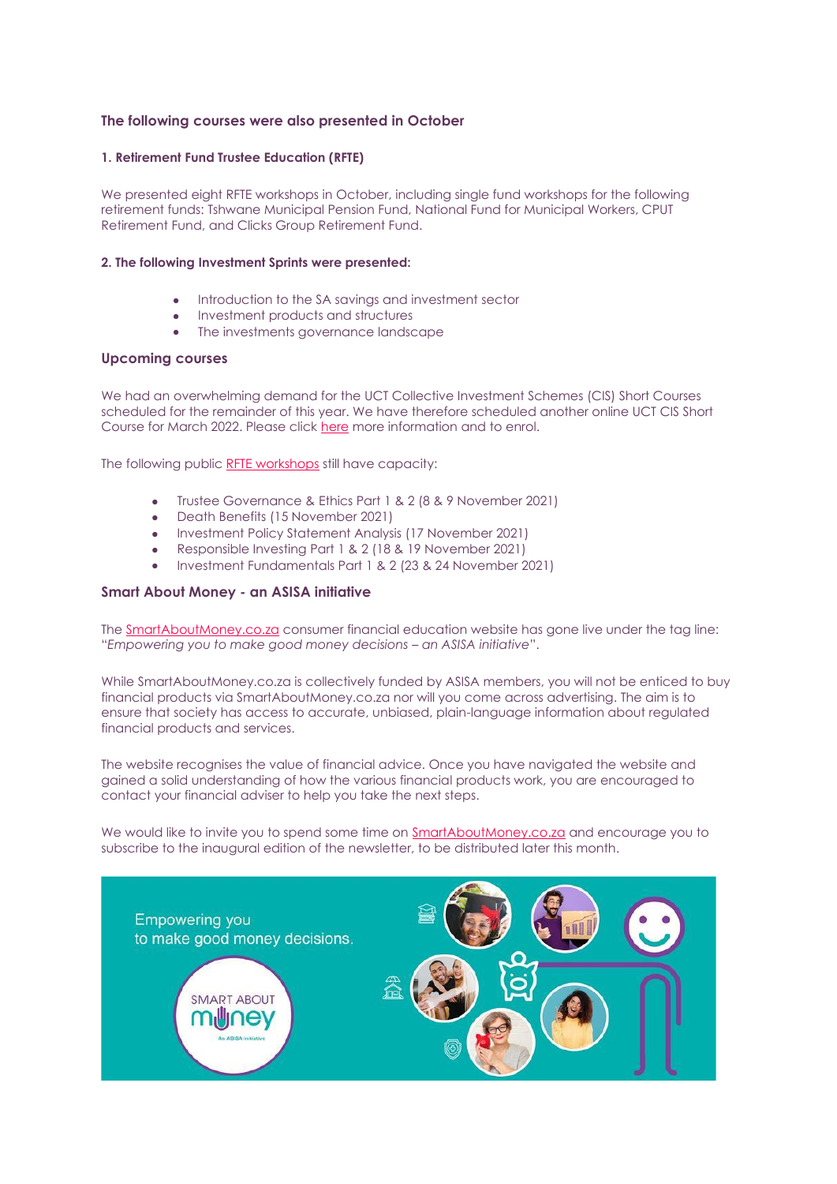## The following courses were also presented in October

### 1. Retirement Fund Trustee Education (RFTE)

We presented eight RFTE workshops in October, including single fund workshops for the following retirement funds: Tshwane Municipal Pension Fund, National Fund for Municipal Workers, CPUT Retirement Fund, and Clicks Group Retirement Fund.

### 2. The following Investment Sprints were presented:

- Introduction to the SA savings and investment sector
- Investment products and structures
- The investments governance landscape

## Upcoming courses

We had an overwhelming demand for the UCT Collective Investment Schemes (CIS) Short Courses scheduled for the remainder of this year. We have therefore scheduled another online UCT CIS Short Course for March 2022. Please click here more information and to enrol.

The following public RFTE workshops still have capacity:

- Trustee Governance & Ethics Part 1 & 2 (8 & 9 November 2021)
- Death Benefits (15 November 2021)
- Investment Policy Statement Analysis (17 November 2021)
- Responsible Investing Part 1 & 2 (18 & 19 November 2021)
- Investment Fundamentals Part 1 & 2 (23 & 24 November 2021)

## Smart About Money - an ASISA initiative

The SmartAboutMoney.co.za consumer financial education website has gone live under the tag line: "*Empowering you to make good money decisions – an ASISA initiative*".

While SmartAboutMoney.co.za is collectively funded by ASISA members, you will not be enticed to buy financial products via SmartAboutMoney.co.za nor will you come across advertising. The aim is to ensure that society has access to accurate, unbiased, plain-language information about regulated financial products and services.

The website recognises the value of financial advice. Once you have navigated the website and gained a solid understanding of how the various financial products work, you are encouraged to contact your financial adviser to help you take the next steps.

We would like to invite you to spend some time on SmartAboutMoney.co.za and encourage you to subscribe to the inaugural edition of the newsletter, to be distributed later this month.

Empowering you to make good money decisions.

SMART ABOUT money
An ASISA initiative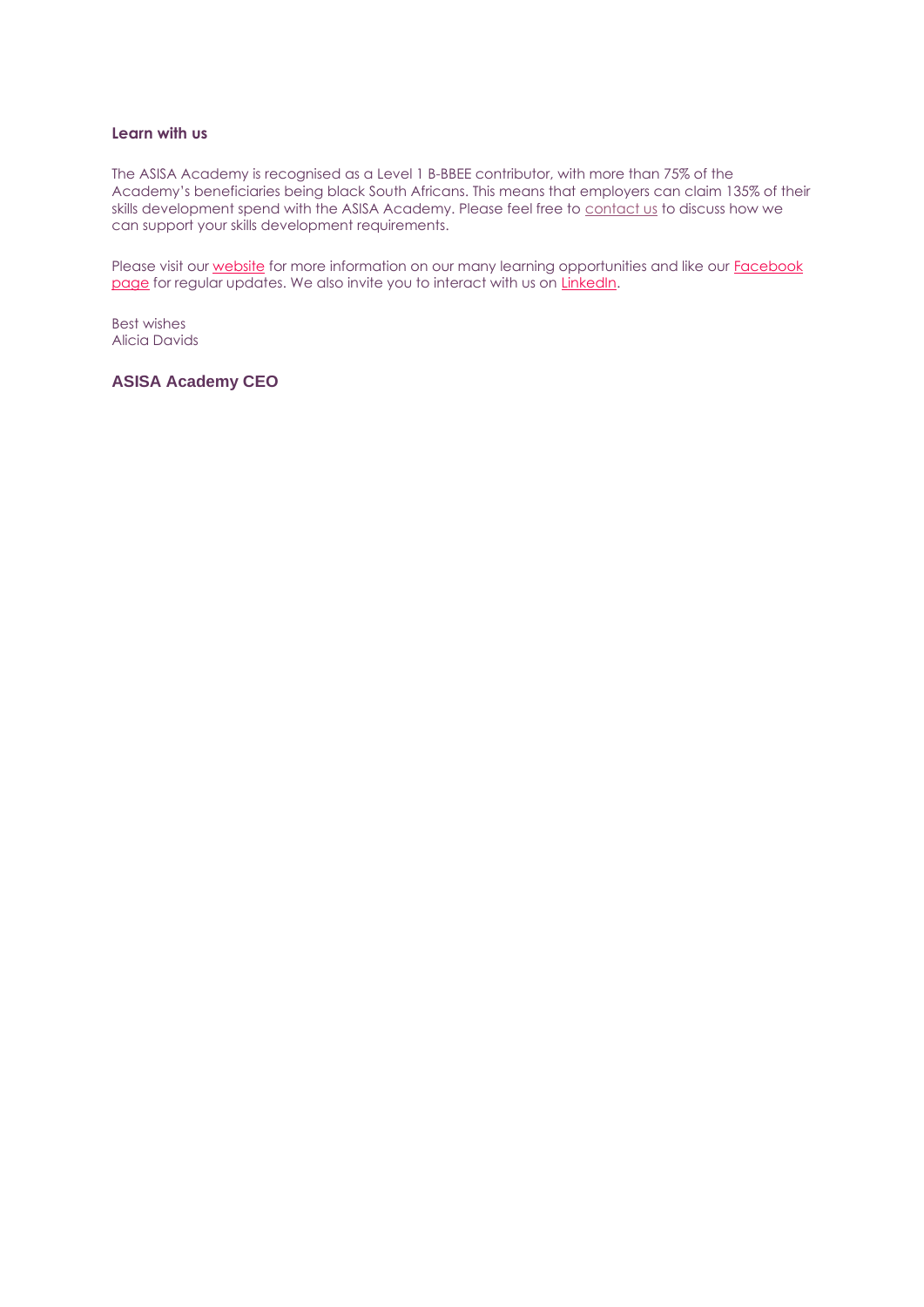### Learn with us

The ASISA Academy is recognised as a Level 1 B-BBEE contributor, with more than 75% of the Academy's beneficiaries being black South Africans. This means that employers can claim 135% of their skills development spend with the ASISA Academy. Please feel free to contact us to discuss how we can support your skills development requirements.

Please visit our website for more information on our many learning opportunities and like our Facebook page for regular updates. We also invite you to interact with us on LinkedIn.

Best wishes
Alicia Davids

**ASISA Academy CEO**